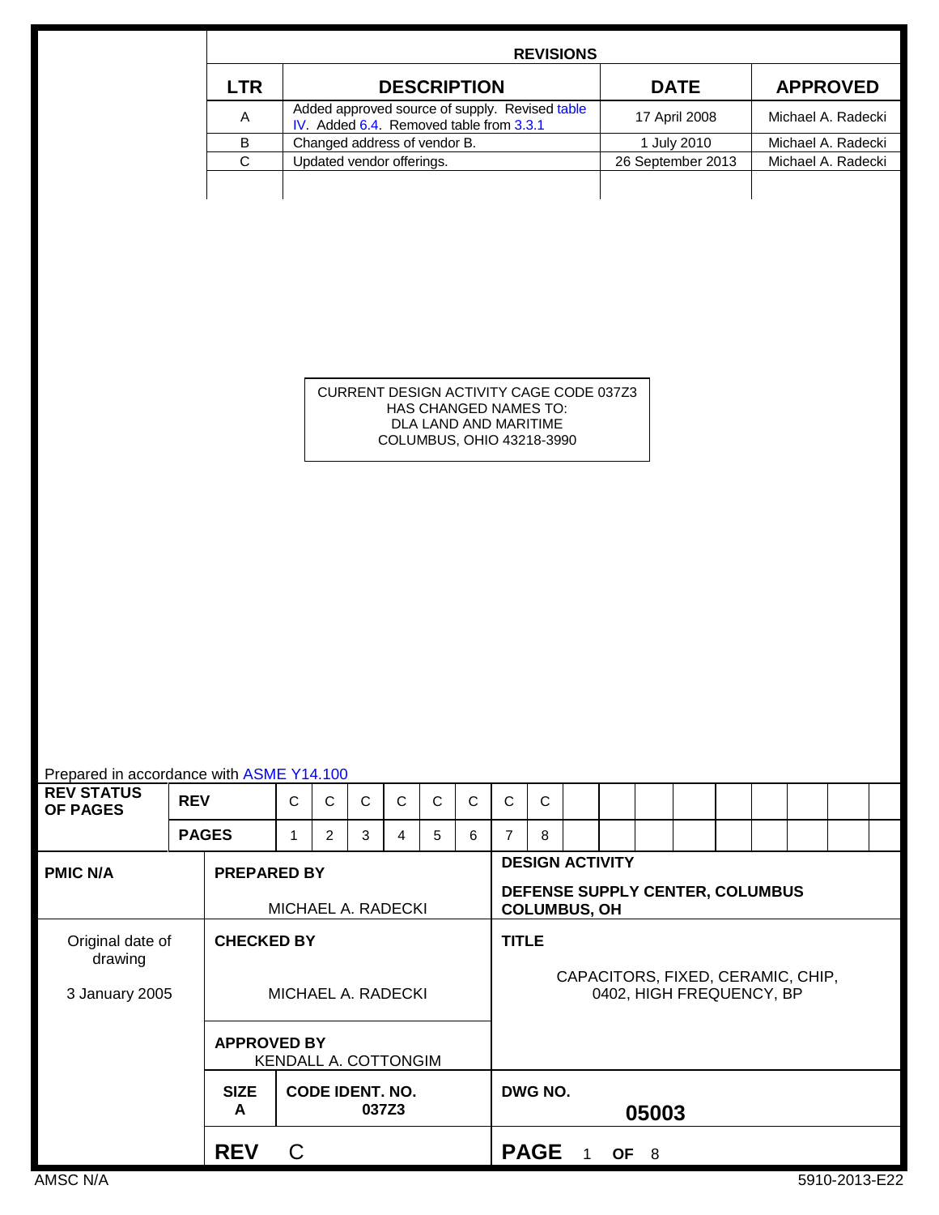## REVISIONS

| LTR | DESCRIPTION | DATE | APPROVED |
|---|---|---|---|
| A | Added approved source of supply. Revised table IV. Added 6.4. Removed table from 3.3.1 | 17 April 2008 | Michael A. Radecki |
| B | Changed address of vendor B. | 1 July 2010 | Michael A. Radecki |
| C | Updated vendor offerings. | 26 September 2013 | Michael A. Radecki |

CURRENT DESIGN ACTIVITY CAGE CODE 037Z3
HAS CHANGED NAMES TO:
DLA LAND AND MARITIME
COLUMBUS, OHIO 43218-3990

Prepared in accordance with ASME Y14.100

| REV STATUS OF PAGES | REV | C | C | C | C | C | C | C | C |
|---|---|---|---|---|---|---|---|---|---|
| | PAGES | 1 | 2 | 3 | 4 | 5 | 6 | 7 | 8 |

| | | |
|---|---|---|
| PMIC N/A | **PREPARED BY** MICHAEL A. RADECKI | **DESIGN ACTIVITY** **DEFENSE SUPPLY CENTER, COLUMBUS COLUMBUS, OH** |
| Original date of drawing 3 January 2005 | **CHECKED BY** MICHAEL A. RADECKI | **TITLE** CAPACITORS, FIXED, CERAMIC, CHIP, 0402, HIGH FREQUENCY, BP |
| | **APPROVED BY** KENDALL A. COTTONGIM | |
| | **SIZE** A / **CODE IDENT. NO.** 037Z3 | **DWG NO.** 05003 |
| | **REV** C | **PAGE** 1 **OF** 8 |

AMSC N/A

5910-2013-E22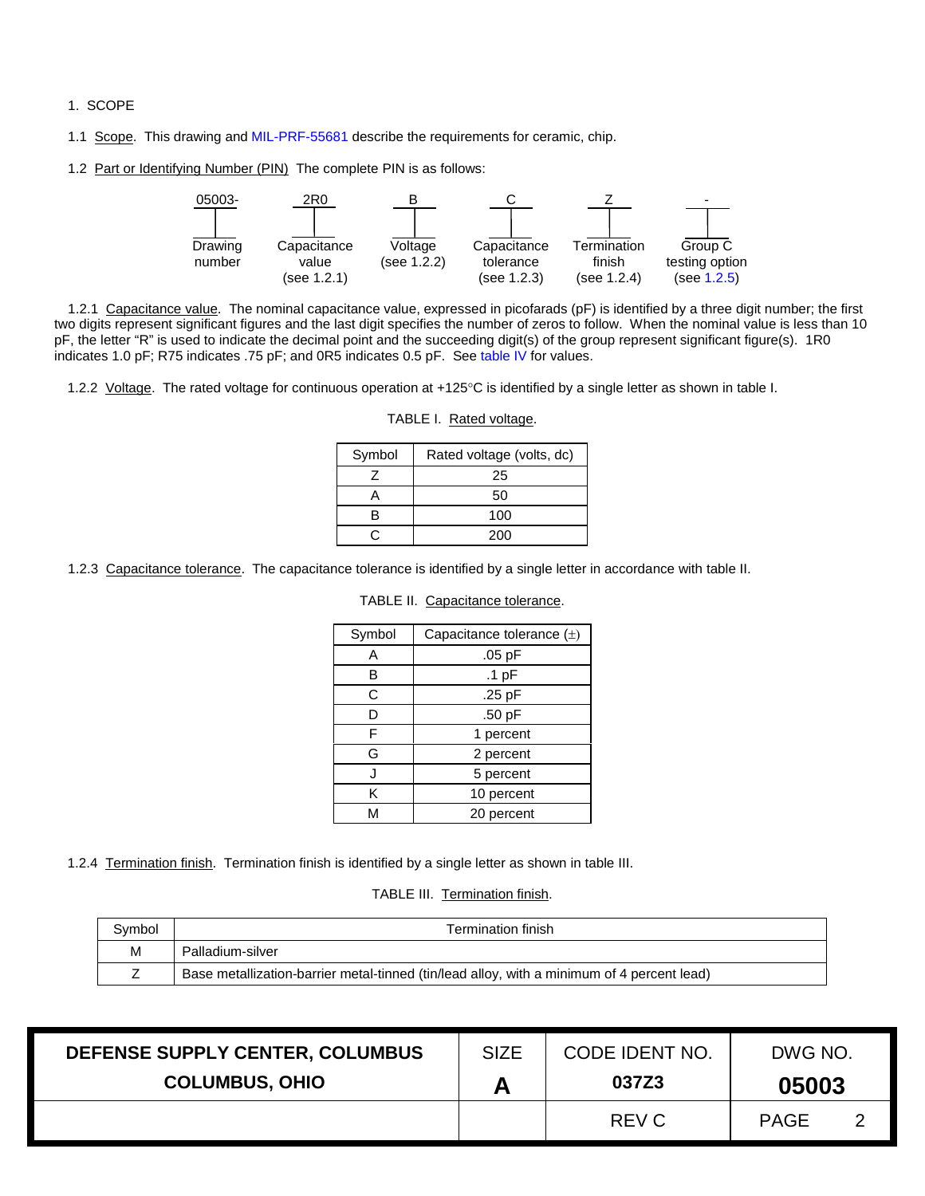1. SCOPE

1.1 Scope. This drawing and MIL-PRF-55681 describe the requirements for ceramic, chip.

1.2 Part or Identifying Number (PIN) The complete PIN is as follows:

| 05003- | 2R0 | B | C | Z | - |
|---|---|---|---|---|---|
| Drawing number | Capacitance value (see 1.2.1) | Voltage (see 1.2.2) | Capacitance tolerance (see 1.2.3) | Termination finish (see 1.2.4) | Group C testing option (see 1.2.5) |

1.2.1 Capacitance value. The nominal capacitance value, expressed in picofarads (pF) is identified by a three digit number; the first two digits represent significant figures and the last digit specifies the number of zeros to follow. When the nominal value is less than 10 pF, the letter "R" is used to indicate the decimal point and the succeeding digit(s) of the group represent significant figure(s). 1R0 indicates 1.0 pF; R75 indicates .75 pF; and 0R5 indicates 0.5 pF. See table IV for values.

1.2.2 Voltage. The rated voltage for continuous operation at +125°C is identified by a single letter as shown in table I.

TABLE I. Rated voltage.

| Symbol | Rated voltage (volts, dc) |
|---|---|
| Z | 25 |
| A | 50 |
| B | 100 |
| C | 200 |

1.2.3 Capacitance tolerance. The capacitance tolerance is identified by a single letter in accordance with table II.

TABLE II. Capacitance tolerance.

| Symbol | Capacitance tolerance (±) |
|---|---|
| A | .05 pF |
| B | .1 pF |
| C | .25 pF |
| D | .50 pF |
| F | 1 percent |
| G | 2 percent |
| J | 5 percent |
| K | 10 percent |
| M | 20 percent |

1.2.4 Termination finish. Termination finish is identified by a single letter as shown in table III.

TABLE III. Termination finish.

| Symbol | Termination finish |
|---|---|
| M | Palladium-silver |
| Z | Base metallization-barrier metal-tinned (tin/lead alloy, with a minimum of 4 percent lead) |

| DEFENSE SUPPLY CENTER, COLUMBUS COLUMBUS, OHIO | SIZE A | CODE IDENT NO. 037Z3 | DWG NO. 05003 |
|---|---|---|---|
| | | REV C | PAGE 2 |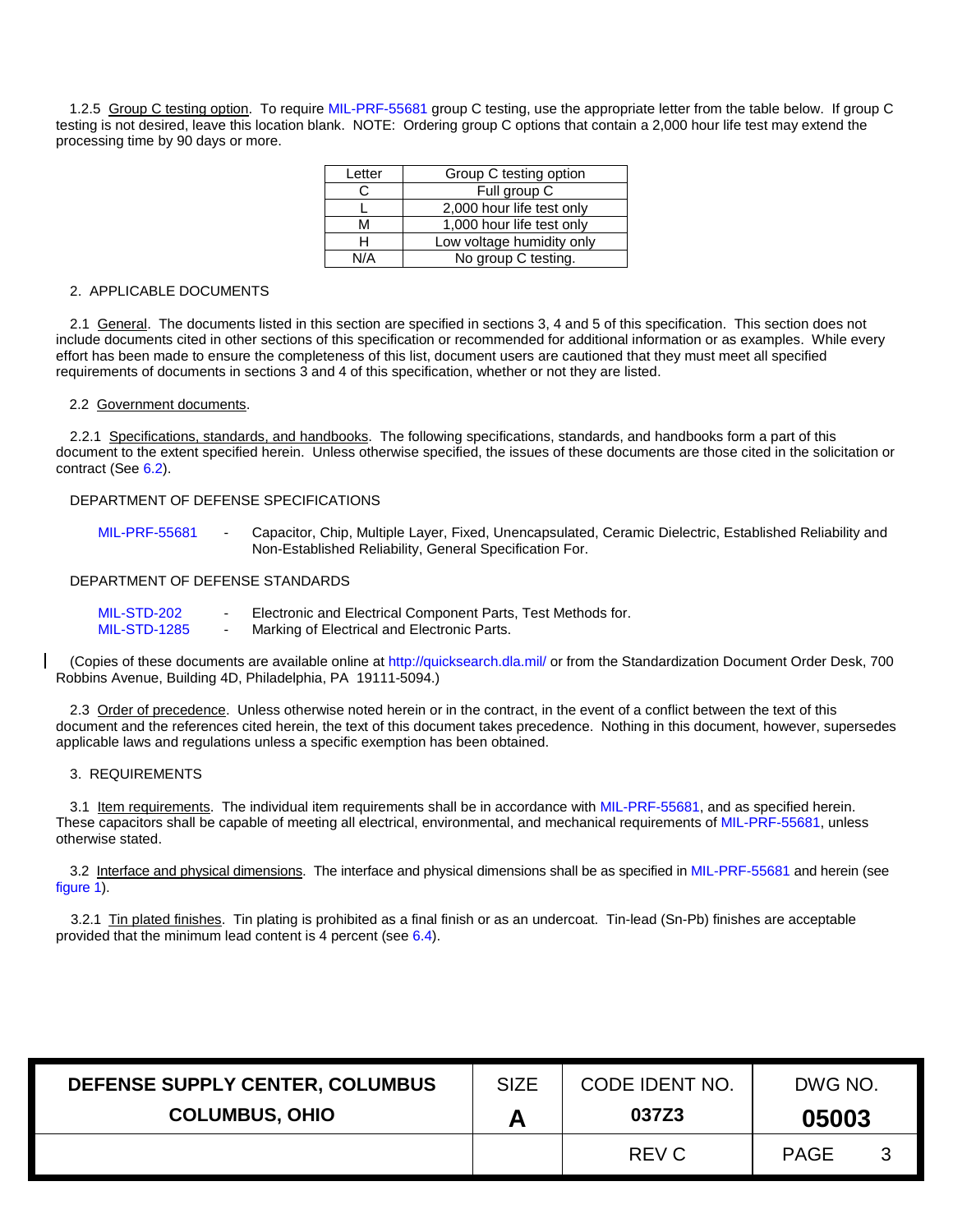1.2.5 Group C testing option. To require MIL-PRF-55681 group C testing, use the appropriate letter from the table below. If group C testing is not desired, leave this location blank. NOTE: Ordering group C options that contain a 2,000 hour life test may extend the processing time by 90 days or more.

| Letter | Group C testing option |
|---|---|
| C | Full group C |
| L | 2,000 hour life test only |
| M | 1,000 hour life test only |
| H | Low voltage humidity only |
| N/A | No group C testing. |

## 2. APPLICABLE DOCUMENTS

2.1 General. The documents listed in this section are specified in sections 3, 4 and 5 of this specification. This section does not include documents cited in other sections of this specification or recommended for additional information or as examples. While every effort has been made to ensure the completeness of this list, document users are cautioned that they must meet all specified requirements of documents in sections 3 and 4 of this specification, whether or not they are listed.

2.2 Government documents.

2.2.1 Specifications, standards, and handbooks. The following specifications, standards, and handbooks form a part of this document to the extent specified herein. Unless otherwise specified, the issues of these documents are those cited in the solicitation or contract (See 6.2).

DEPARTMENT OF DEFENSE SPECIFICATIONS

MIL-PRF-55681 - Capacitor, Chip, Multiple Layer, Fixed, Unencapsulated, Ceramic Dielectric, Established Reliability and Non-Established Reliability, General Specification For.

DEPARTMENT OF DEFENSE STANDARDS

MIL-STD-202 - Electronic and Electrical Component Parts, Test Methods for.
MIL-STD-1285 - Marking of Electrical and Electronic Parts.

(Copies of these documents are available online at http://quicksearch.dla.mil/ or from the Standardization Document Order Desk, 700 Robbins Avenue, Building 4D, Philadelphia, PA 19111-5094.)

2.3 Order of precedence. Unless otherwise noted herein or in the contract, in the event of a conflict between the text of this document and the references cited herein, the text of this document takes precedence. Nothing in this document, however, supersedes applicable laws and regulations unless a specific exemption has been obtained.

## 3. REQUIREMENTS

3.1 Item requirements. The individual item requirements shall be in accordance with MIL-PRF-55681, and as specified herein. These capacitors shall be capable of meeting all electrical, environmental, and mechanical requirements of MIL-PRF-55681, unless otherwise stated.

3.2 Interface and physical dimensions. The interface and physical dimensions shall be as specified in MIL-PRF-55681 and herein (see figure 1).

3.2.1 Tin plated finishes. Tin plating is prohibited as a final finish or as an undercoat. Tin-lead (Sn-Pb) finishes are acceptable provided that the minimum lead content is 4 percent (see 6.4).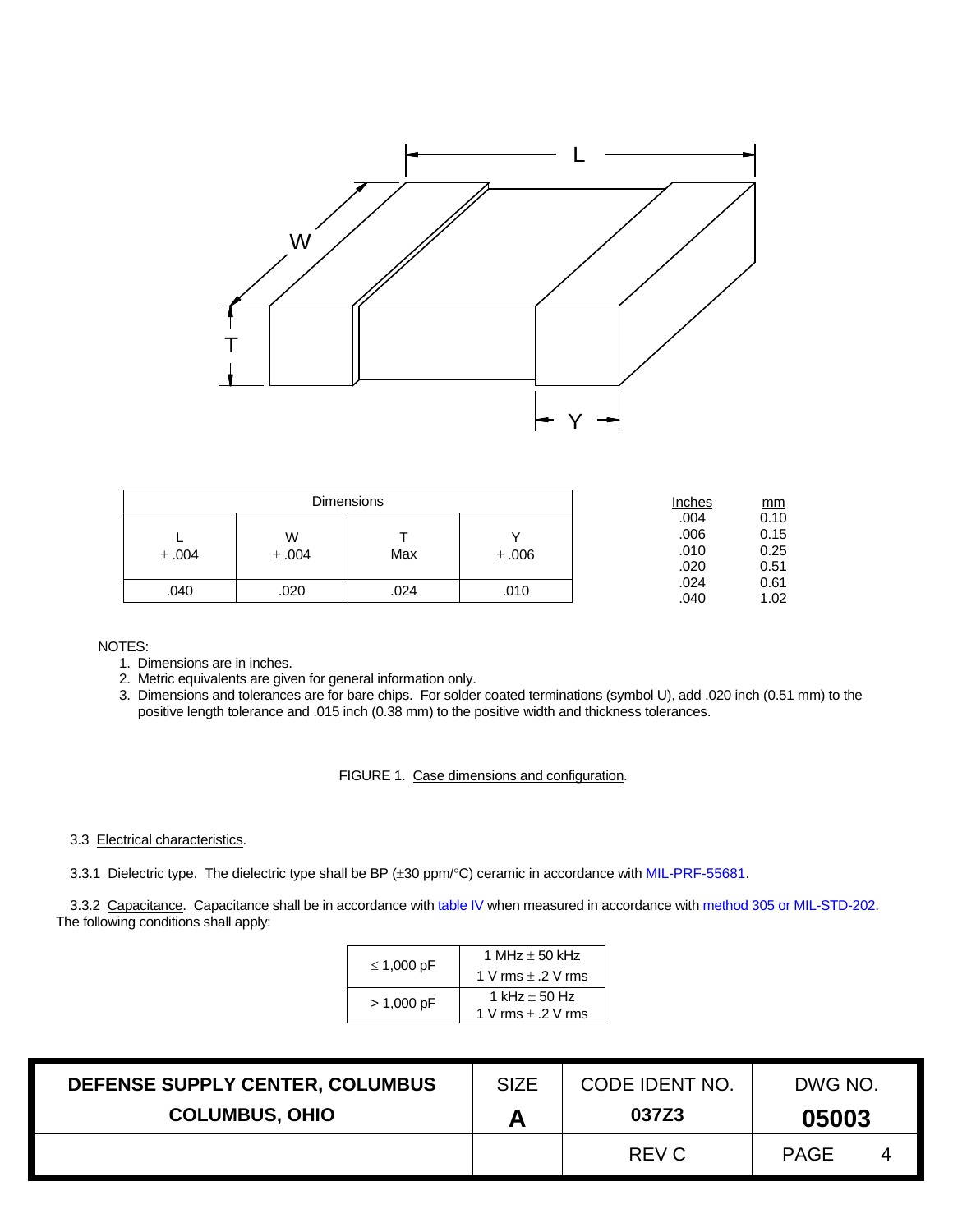L

W

T

Y

| Dimensions | | | |
|---|---|---|---|
| L<br>± .004 | W<br>± .004 | T<br>Max | Y<br>± .006 |
| .040 | .020 | .024 | .010 |

| Inches | mm |
|---|---|
| .004 | 0.10 |
| .006 | 0.15 |
| .010 | 0.25 |
| .020 | 0.51 |
| .024 | 0.61 |
| .040 | 1.02 |

NOTES:

1. Dimensions are in inches.
2. Metric equivalents are given for general information only.
3. Dimensions and tolerances are for bare chips. For solder coated terminations (symbol U), add .020 inch (0.51 mm) to the positive length tolerance and .015 inch (0.38 mm) to the positive width and thickness tolerances.

FIGURE 1. Case dimensions and configuration.

3.3 Electrical characteristics.

3.3.1 Dielectric type. The dielectric type shall be BP (±30 ppm/°C) ceramic in accordance with MIL-PRF-55681.

3.3.2 Capacitance. Capacitance shall be in accordance with table IV when measured in accordance with method 305 or MIL-STD-202. The following conditions shall apply:

| | |
|---|---|
| ≤ 1,000 pF | 1 MHz ± 50 kHz<br>1 V rms ± .2 V rms |
| > 1,000 pF | 1 kHz ± 50 Hz<br>1 V rms ± .2 V rms |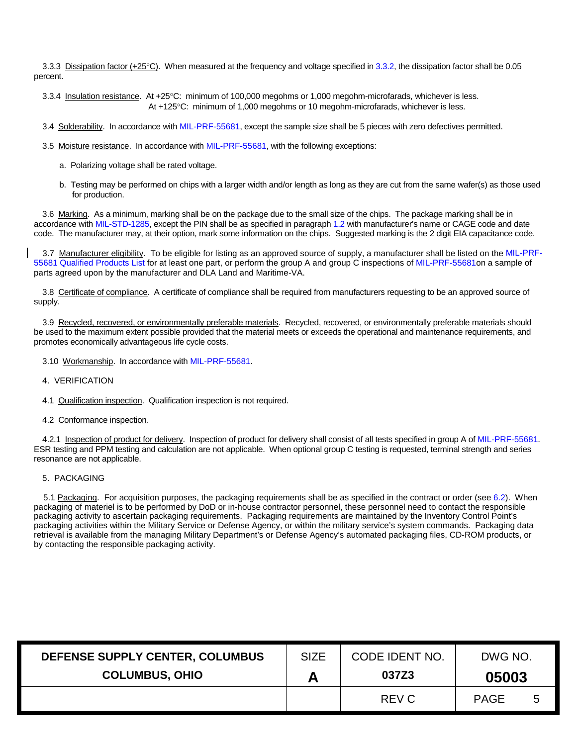3.3.3 Dissipation factor (+25°C). When measured at the frequency and voltage specified in 3.3.2, the dissipation factor shall be 0.05 percent.

3.3.4 Insulation resistance. At +25°C: minimum of 100,000 megohms or 1,000 megohm-microfarads, whichever is less.
At +125°C: minimum of 1,000 megohms or 10 megohm-microfarads, whichever is less.

3.4 Solderability. In accordance with MIL-PRF-55681, except the sample size shall be 5 pieces with zero defectives permitted.

3.5 Moisture resistance. In accordance with MIL-PRF-55681, with the following exceptions:

a. Polarizing voltage shall be rated voltage.

b. Testing may be performed on chips with a larger width and/or length as long as they are cut from the same wafer(s) as those used for production.

3.6 Marking. As a minimum, marking shall be on the package due to the small size of the chips. The package marking shall be in accordance with MIL-STD-1285, except the PIN shall be as specified in paragraph 1.2 with manufacturer's name or CAGE code and date code. The manufacturer may, at their option, mark some information on the chips. Suggested marking is the 2 digit EIA capacitance code.

3.7 Manufacturer eligibility. To be eligible for listing as an approved source of supply, a manufacturer shall be listed on the MIL-PRF-55681 Qualified Products List for at least one part, or perform the group A and group C inspections of MIL-PRF-55681on a sample of parts agreed upon by the manufacturer and DLA Land and Maritime-VA.

3.8 Certificate of compliance. A certificate of compliance shall be required from manufacturers requesting to be an approved source of supply.

3.9 Recycled, recovered, or environmentally preferable materials. Recycled, recovered, or environmentally preferable materials should be used to the maximum extent possible provided that the material meets or exceeds the operational and maintenance requirements, and promotes economically advantageous life cycle costs.

3.10 Workmanship. In accordance with MIL-PRF-55681.

4. VERIFICATION

4.1 Qualification inspection. Qualification inspection is not required.

4.2 Conformance inspection.

4.2.1 Inspection of product for delivery. Inspection of product for delivery shall consist of all tests specified in group A of MIL-PRF-55681. ESR testing and PPM testing and calculation are not applicable. When optional group C testing is requested, terminal strength and series resonance are not applicable.

5. PACKAGING

5.1 Packaging. For acquisition purposes, the packaging requirements shall be as specified in the contract or order (see 6.2). When packaging of materiel is to be performed by DoD or in-house contractor personnel, these personnel need to contact the responsible packaging activity to ascertain packaging requirements. Packaging requirements are maintained by the Inventory Control Point's packaging activities within the Military Service or Defense Agency, or within the military service's system commands. Packaging data retrieval is available from the managing Military Department's or Defense Agency's automated packaging files, CD-ROM products, or by contacting the responsible packaging activity.

| DEFENSE SUPPLY CENTER, COLUMBUS COLUMBUS, OHIO | SIZE A | CODE IDENT NO. 037Z3 | DWG NO. 05003 |
|---|---|---|---|
| | | REV C | PAGE 5 |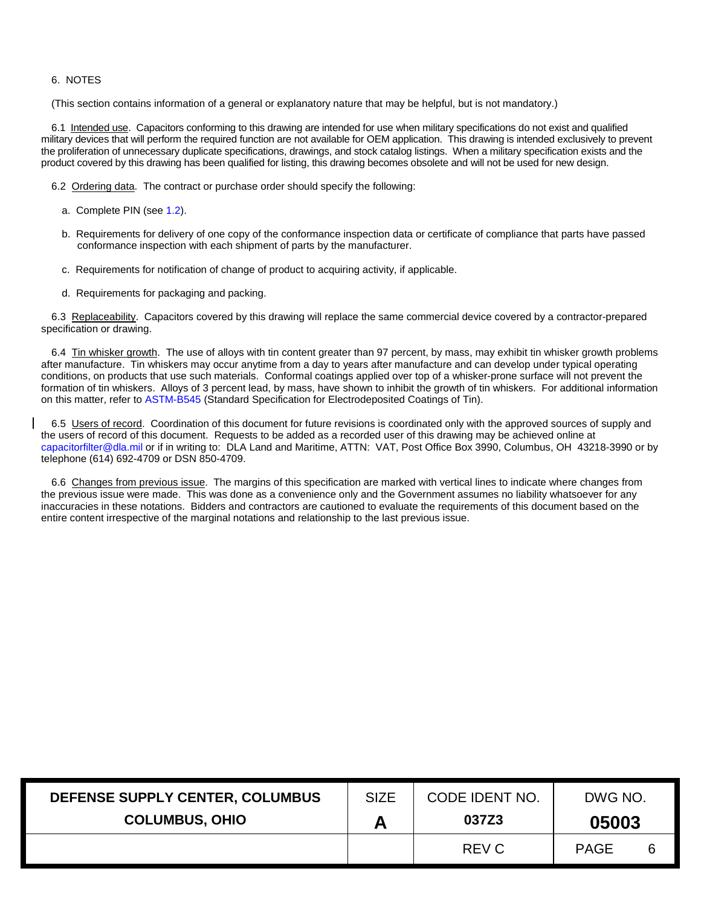## 6. NOTES

(This section contains information of a general or explanatory nature that may be helpful, but is not mandatory.)

6.1 Intended use. Capacitors conforming to this drawing are intended for use when military specifications do not exist and qualified military devices that will perform the required function are not available for OEM application. This drawing is intended exclusively to prevent the proliferation of unnecessary duplicate specifications, drawings, and stock catalog listings. When a military specification exists and the product covered by this drawing has been qualified for listing, this drawing becomes obsolete and will not be used for new design.

6.2 Ordering data. The contract or purchase order should specify the following:

a. Complete PIN (see 1.2).

b. Requirements for delivery of one copy of the conformance inspection data or certificate of compliance that parts have passed conformance inspection with each shipment of parts by the manufacturer.

c. Requirements for notification of change of product to acquiring activity, if applicable.

d. Requirements for packaging and packing.

6.3 Replaceability. Capacitors covered by this drawing will replace the same commercial device covered by a contractor-prepared specification or drawing.

6.4 Tin whisker growth. The use of alloys with tin content greater than 97 percent, by mass, may exhibit tin whisker growth problems after manufacture. Tin whiskers may occur anytime from a day to years after manufacture and can develop under typical operating conditions, on products that use such materials. Conformal coatings applied over top of a whisker-prone surface will not prevent the formation of tin whiskers. Alloys of 3 percent lead, by mass, have shown to inhibit the growth of tin whiskers. For additional information on this matter, refer to ASTM-B545 (Standard Specification for Electrodeposited Coatings of Tin).

6.5 Users of record. Coordination of this document for future revisions is coordinated only with the approved sources of supply and the users of record of this document. Requests to be added as a recorded user of this drawing may be achieved online at capacitorfilter@dla.mil or if in writing to: DLA Land and Maritime, ATTN: VAT, Post Office Box 3990, Columbus, OH 43218-3990 or by telephone (614) 692-4709 or DSN 850-4709.

6.6 Changes from previous issue. The margins of this specification are marked with vertical lines to indicate where changes from the previous issue were made. This was done as a convenience only and the Government assumes no liability whatsoever for any inaccuracies in these notations. Bidders and contractors are cautioned to evaluate the requirements of this document based on the entire content irrespective of the marginal notations and relationship to the last previous issue.

| DEFENSE SUPPLY CENTER, COLUMBUS<br>COLUMBUS, OHIO | SIZE<br>**A** | CODE IDENT NO.<br>**037Z3** | DWG NO.<br>**05003** |
|---|---|---|---|
| | | REV C | PAGE 6 |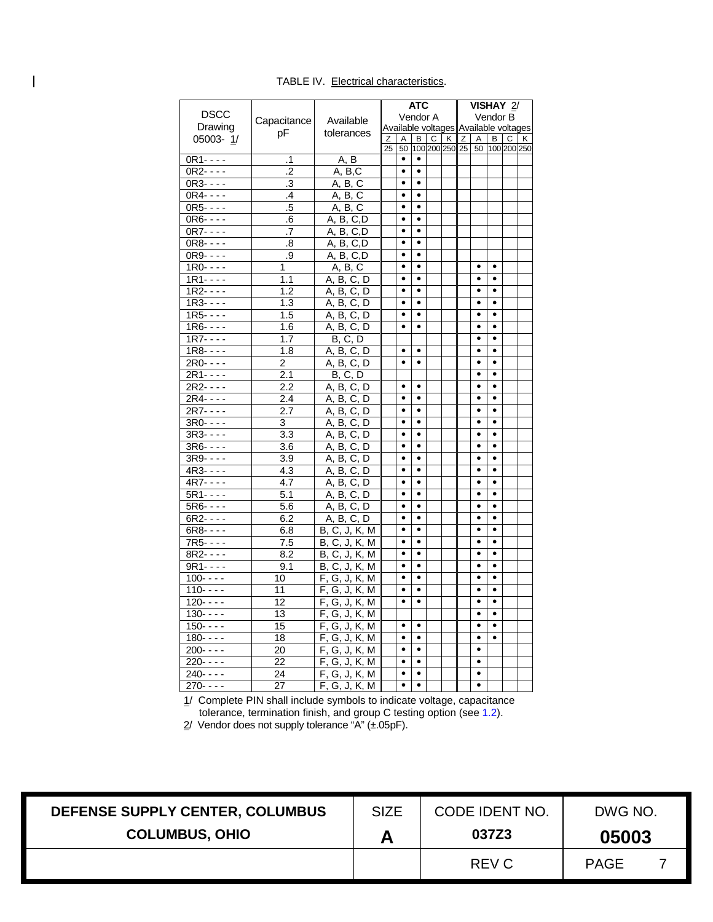TABLE IV. Electrical characteristics.

| DSCC Drawing 05003- 1/ | Capacitance pF | Available tolerances | ATC Vendor A Available voltages | | | | | VISHAY 2/ Vendor B Available voltages | | | | |
|---|---|---|---|---|---|---|---|---|---|---|---|---|
| | | | Z 25 | A 50 | B 100 | C 200 | K 250 | Z 25 | A 50 | B 100 | C 200 | K 250 |
| 0R1- - - - | .1 | A, B | | • | • | | | | | | | |
| 0R2- - - - | .2 | A, B,C | | • | • | | | | | | | |
| 0R3- - - - | .3 | A, B, C | | • | • | | | | | | | |
| 0R4- - - - | .4 | A, B, C | | • | • | | | | | | | |
| 0R5- - - - | .5 | A, B, C | | • | • | | | | | | | |
| 0R6- - - - | .6 | A, B, C,D | | • | • | | | | | | | |
| 0R7- - - - | .7 | A, B, C,D | | • | • | | | | | | | |
| 0R8- - - - | .8 | A, B, C,D | | • | • | | | | | | | |
| 0R9- - - - | .9 | A, B, C,D | | • | • | | | | | | | |
| 1R0- - - - | 1 | A, B, C | | • | • | | | | • | • | | |
| 1R1- - - - | 1.1 | A, B, C, D | | • | • | | | | • | • | | |
| 1R2- - - - | 1.2 | A, B, C, D | | • | • | | | | • | • | | |
| 1R3- - - - | 1.3 | A, B, C, D | | • | • | | | | • | • | | |
| 1R5- - - - | 1.5 | A, B, C, D | | • | • | | | | • | • | | |
| 1R6- - - - | 1.6 | A, B, C, D | | • | • | | | | • | • | | |
| 1R7- - - - | 1.7 | B, C, D | | | | | | | • | • | | |
| 1R8- - - - | 1.8 | A, B, C, D | | • | • | | | | • | • | | |
| 2R0- - - - | 2 | A, B, C, D | | • | • | | | | • | • | | |
| 2R1- - - - | 2.1 | B, C, D | | | | | | | • | • | | |
| 2R2- - - - | 2.2 | A, B, C, D | | • | • | | | | • | • | | |
| 2R4- - - - | 2.4 | A, B, C, D | | • | • | | | | • | • | | |
| 2R7- - - - | 2.7 | A, B, C, D | | • | • | | | | • | • | | |
| 3R0- - - - | 3 | A, B, C, D | | • | • | | | | • | • | | |
| 3R3- - - - | 3.3 | A, B, C, D | | • | • | | | | • | • | | |
| 3R6- - - - | 3.6 | A, B, C, D | | • | • | | | | • | • | | |
| 3R9- - - - | 3.9 | A, B, C, D | | • | • | | | | • | • | | |
| 4R3- - - - | 4.3 | A, B, C, D | | • | • | | | | • | • | | |
| 4R7- - - - | 4.7 | A, B, C, D | | • | • | | | | • | • | | |
| 5R1- - - - | 5.1 | A, B, C, D | | • | • | | | | • | • | | |
| 5R6- - - - | 5.6 | A, B, C, D | | • | • | | | | • | • | | |
| 6R2- - - - | 6.2 | A, B, C, D | | • | • | | | | • | • | | |
| 6R8- - - - | 6.8 | B, C, J, K, M | | • | • | | | | • | • | | |
| 7R5- - - - | 7.5 | B, C, J, K, M | | • | • | | | | • | • | | |
| 8R2- - - - | 8.2 | B, C, J, K, M | | • | • | | | | • | • | | |
| 9R1- - - - | 9.1 | B, C, J, K, M | | • | • | | | | • | • | | |
| 100- - - - | 10 | F, G, J, K, M | | • | • | | | | • | • | | |
| 110- - - - | 11 | F, G, J, K, M | | • | • | | | | • | • | | |
| 120- - - - | 12 | F, G, J, K, M | | • | • | | | | • | • | | |
| 130- - - - | 13 | F, G, J, K, M | | | | | | | • | • | | |
| 150- - - - | 15 | F, G, J, K, M | | • | • | | | | • | • | | |
| 180- - - - | 18 | F, G, J, K, M | | • | • | | | | • | • | | |
| 200- - - - | 20 | F, G, J, K, M | | • | • | | | | • | | | |
| 220- - - - | 22 | F, G, J, K, M | | • | • | | | | • | | | |
| 240- - - - | 24 | F, G, J, K, M | | • | • | | | | • | | | |
| 270- - - - | 27 | F, G, J, K, M | | • | • | | | | • | | | |

1/ Complete PIN shall include symbols to indicate voltage, capacitance tolerance, termination finish, and group C testing option (see 1.2).

2/ Vendor does not supply tolerance "A" (±.05pF).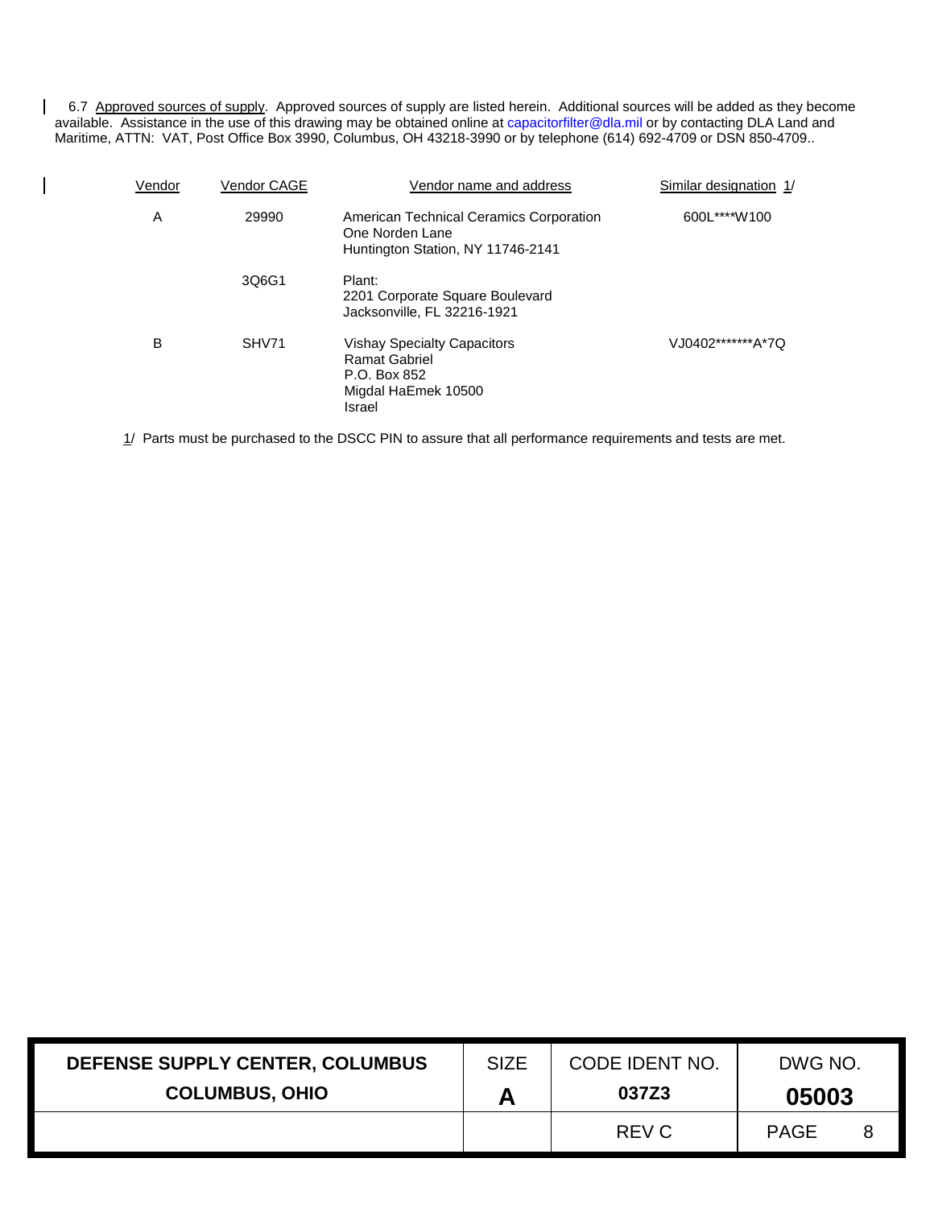6.7 Approved sources of supply. Approved sources of supply are listed herein. Additional sources will be added as they become available. Assistance in the use of this drawing may be obtained online at capacitorfilter@dla.mil or by contacting DLA Land and Maritime, ATTN: VAT, Post Office Box 3990, Columbus, OH 43218-3990 or by telephone (614) 692-4709 or DSN 850-4709..

| Vendor | Vendor CAGE | Vendor name and address | Similar designation 1/ |
|---|---|---|---|
| A | 29990 | American Technical Ceramics Corporation<br>One Norden Lane<br>Huntington Station, NY 11746-2141 | 600L****W100 |
| | 3Q6G1 | Plant:<br>2201 Corporate Square Boulevard<br>Jacksonville, FL 32216-1921 | |
| B | SHV71 | Vishay Specialty Capacitors<br>Ramat Gabriel<br>P.O. Box 852<br>Migdal HaEmek 10500<br>Israel | VJ0402*******A*7Q |

1/ Parts must be purchased to the DSCC PIN to assure that all performance requirements and tests are met.

| DEFENSE SUPPLY CENTER, COLUMBUS<br>COLUMBUS, OHIO | SIZE<br>A | CODE IDENT NO.<br>037Z3 | DWG NO.<br>05003 |
|---|---|---|---|
| | | REV C | PAGE 8 |